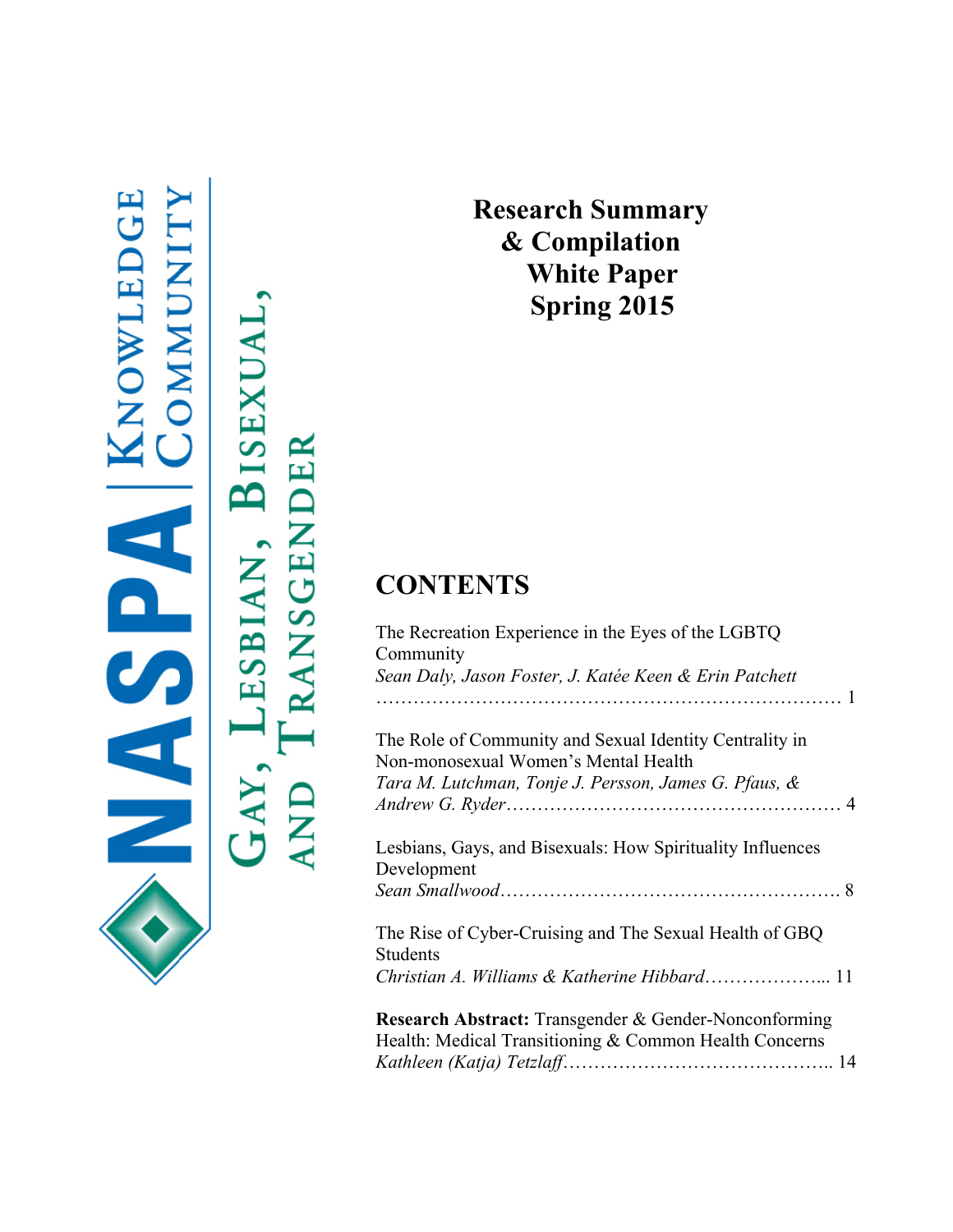NASPA | Knowledge Community

Gay, Lesbian, Bisexual, and Transgender

# Research Summary & Compilation White Paper Spring 2015

## CONTENTS

The Recreation Experience in the Eyes of the LGBTQ Community
*Sean Daly, Jason Foster, J. Katée Keen & Erin Patchett* ………………………………………………………………… 1

The Role of Community and Sexual Identity Centrality in Non-monosexual Women's Mental Health
*Tara M. Lutchman, Tonje J. Persson, James G. Pfaus, & Andrew G. Ryder*……………………………………………… 4

Lesbians, Gays, and Bisexuals: How Spirituality Influences Development
*Sean Smallwood*……………………………………………… 8

The Rise of Cyber-Cruising and The Sexual Health of GBQ Students
*Christian A. Williams & Katherine Hibbard*………………... 11

**Research Abstract:** Transgender & Gender-Nonconforming Health: Medical Transitioning & Common Health Concerns
*Kathleen (Katja) Tetzlaff*…………………………………….. 14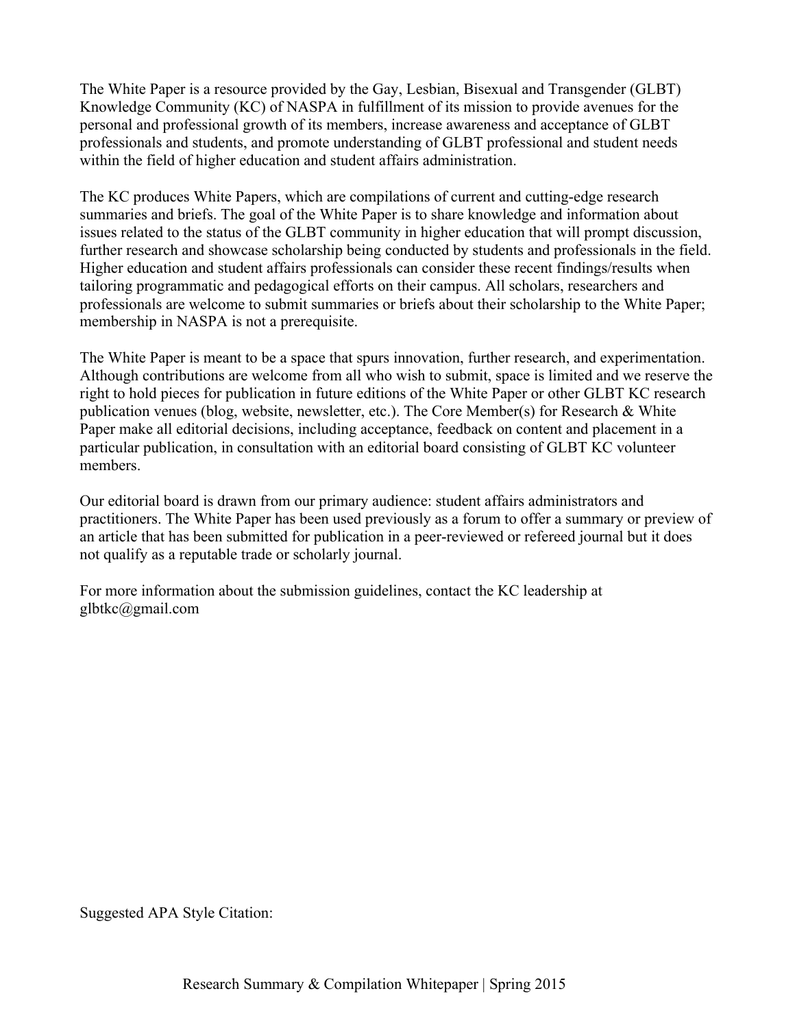The White Paper is a resource provided by the Gay, Lesbian, Bisexual and Transgender (GLBT) Knowledge Community (KC) of NASPA in fulfillment of its mission to provide avenues for the personal and professional growth of its members, increase awareness and acceptance of GLBT professionals and students, and promote understanding of GLBT professional and student needs within the field of higher education and student affairs administration.

The KC produces White Papers, which are compilations of current and cutting-edge research summaries and briefs. The goal of the White Paper is to share knowledge and information about issues related to the status of the GLBT community in higher education that will prompt discussion, further research and showcase scholarship being conducted by students and professionals in the field. Higher education and student affairs professionals can consider these recent findings/results when tailoring programmatic and pedagogical efforts on their campus. All scholars, researchers and professionals are welcome to submit summaries or briefs about their scholarship to the White Paper; membership in NASPA is not a prerequisite.

The White Paper is meant to be a space that spurs innovation, further research, and experimentation. Although contributions are welcome from all who wish to submit, space is limited and we reserve the right to hold pieces for publication in future editions of the White Paper or other GLBT KC research publication venues (blog, website, newsletter, etc.). The Core Member(s) for Research & White Paper make all editorial decisions, including acceptance, feedback on content and placement in a particular publication, in consultation with an editorial board consisting of GLBT KC volunteer members.

Our editorial board is drawn from our primary audience: student affairs administrators and practitioners. The White Paper has been used previously as a forum to offer a summary or preview of an article that has been submitted for publication in a peer-reviewed or refereed journal but it does not qualify as a reputable trade or scholarly journal.

For more information about the submission guidelines, contact the KC leadership at glbtkc@gmail.com

Suggested APA Style Citation: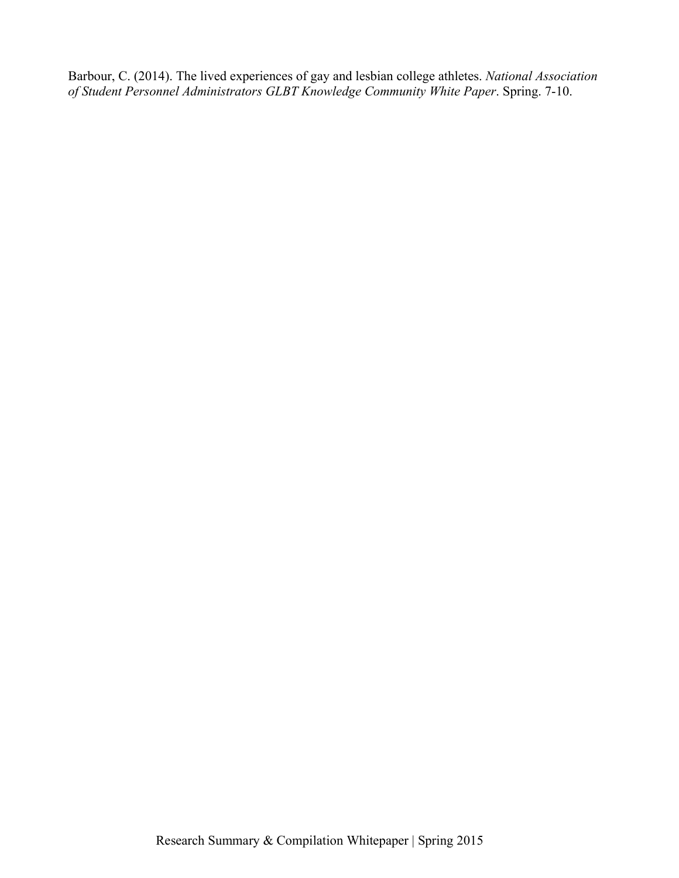Barbour, C. (2014). The lived experiences of gay and lesbian college athletes. *National Association of Student Personnel Administrators GLBT Knowledge Community White Paper*. Spring. 7-10.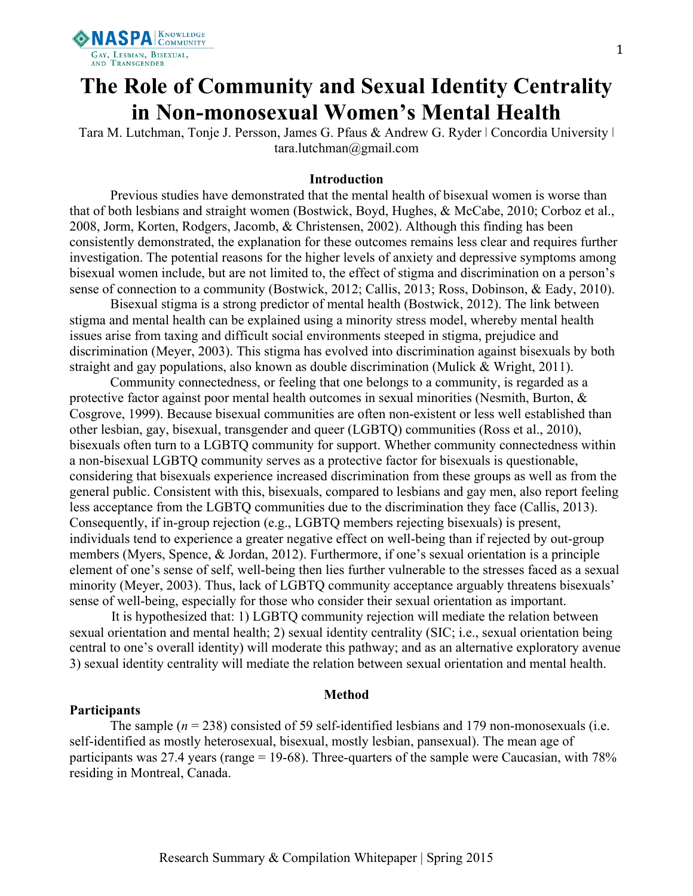# The Role of Community and Sexual Identity Centrality in Non-monosexual Women's Mental Health

Tara M. Lutchman, Tonje J. Persson, James G. Pfaus & Andrew G. Ryder | Concordia University | tara.lutchman@gmail.com

## Introduction

Previous studies have demonstrated that the mental health of bisexual women is worse than that of both lesbians and straight women (Bostwick, Boyd, Hughes, & McCabe, 2010; Corboz et al., 2008, Jorm, Korten, Rodgers, Jacomb, & Christensen, 2002). Although this finding has been consistently demonstrated, the explanation for these outcomes remains less clear and requires further investigation. The potential reasons for the higher levels of anxiety and depressive symptoms among bisexual women include, but are not limited to, the effect of stigma and discrimination on a person's sense of connection to a community (Bostwick, 2012; Callis, 2013; Ross, Dobinson, & Eady, 2010).

Bisexual stigma is a strong predictor of mental health (Bostwick, 2012). The link between stigma and mental health can be explained using a minority stress model, whereby mental health issues arise from taxing and difficult social environments steeped in stigma, prejudice and discrimination (Meyer, 2003). This stigma has evolved into discrimination against bisexuals by both straight and gay populations, also known as double discrimination (Mulick & Wright, 2011).

Community connectedness, or feeling that one belongs to a community, is regarded as a protective factor against poor mental health outcomes in sexual minorities (Nesmith, Burton, & Cosgrove, 1999). Because bisexual communities are often non-existent or less well established than other lesbian, gay, bisexual, transgender and queer (LGBTQ) communities (Ross et al., 2010), bisexuals often turn to a LGBTQ community for support. Whether community connectedness within a non-bisexual LGBTQ community serves as a protective factor for bisexuals is questionable, considering that bisexuals experience increased discrimination from these groups as well as from the general public. Consistent with this, bisexuals, compared to lesbians and gay men, also report feeling less acceptance from the LGBTQ communities due to the discrimination they face (Callis, 2013). Consequently, if in-group rejection (e.g., LGBTQ members rejecting bisexuals) is present, individuals tend to experience a greater negative effect on well-being than if rejected by out-group members (Myers, Spence, & Jordan, 2012). Furthermore, if one's sexual orientation is a principle element of one's sense of self, well-being then lies further vulnerable to the stresses faced as a sexual minority (Meyer, 2003). Thus, lack of LGBTQ community acceptance arguably threatens bisexuals' sense of well-being, especially for those who consider their sexual orientation as important.

It is hypothesized that: 1) LGBTQ community rejection will mediate the relation between sexual orientation and mental health; 2) sexual identity centrality (SIC; i.e., sexual orientation being central to one's overall identity) will moderate this pathway; and as an alternative exploratory avenue 3) sexual identity centrality will mediate the relation between sexual orientation and mental health.

## Method

### Participants

The sample ($n$ = 238) consisted of 59 self-identified lesbians and 179 non-monosexuals (i.e. self-identified as mostly heterosexual, bisexual, mostly lesbian, pansexual). The mean age of participants was 27.4 years (range = 19-68). Three-quarters of the sample were Caucasian, with 78% residing in Montreal, Canada.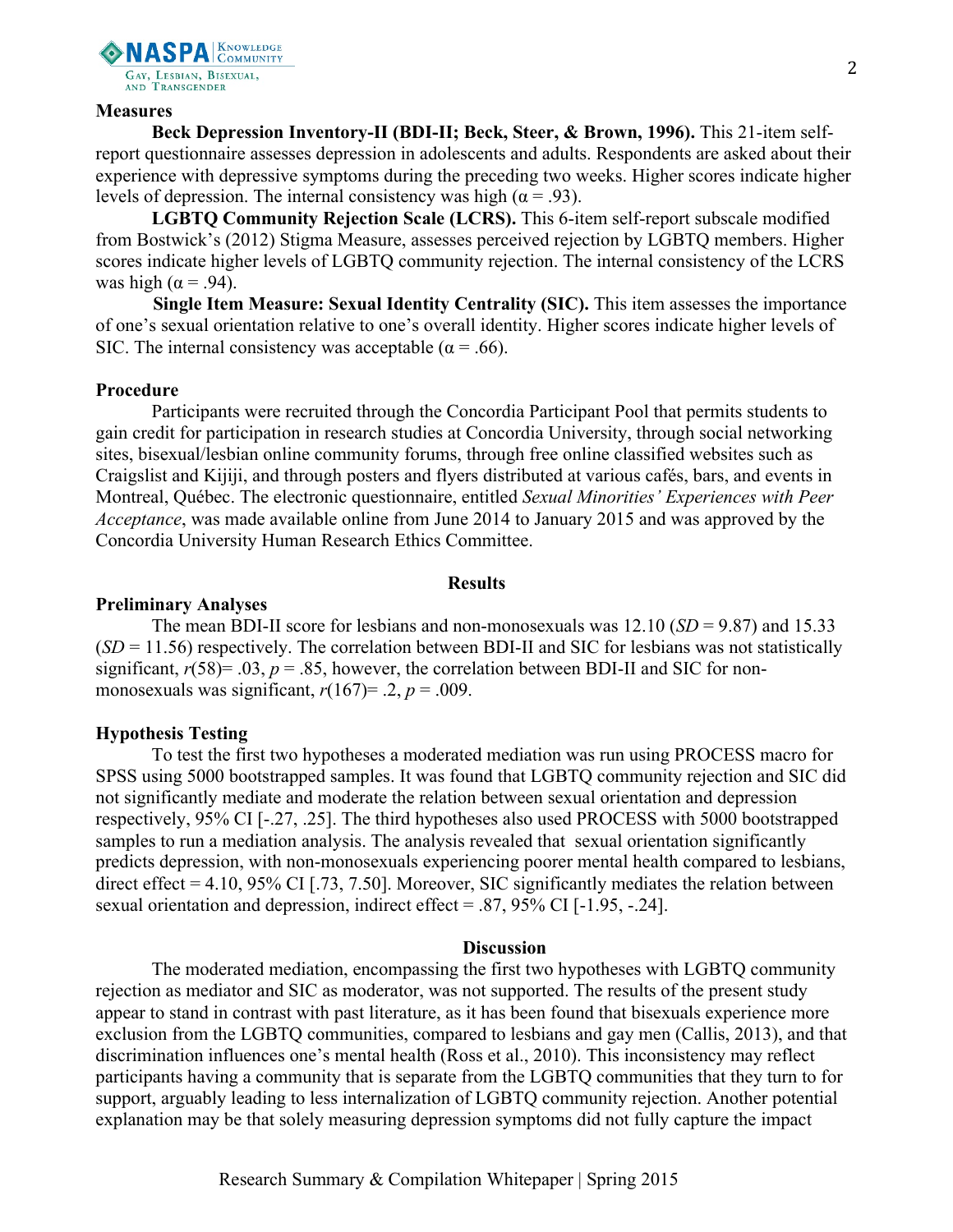### Measures

**Beck Depression Inventory-II (BDI-II; Beck, Steer, & Brown, 1996).** This 21-item self-report questionnaire assesses depression in adolescents and adults. Respondents are asked about their experience with depressive symptoms during the preceding two weeks. Higher scores indicate higher levels of depression. The internal consistency was high ($\alpha = .93$).

**LGBTQ Community Rejection Scale (LCRS).** This 6-item self-report subscale modified from Bostwick's (2012) Stigma Measure, assesses perceived rejection by LGBTQ members. Higher scores indicate higher levels of LGBTQ community rejection. The internal consistency of the LCRS was high ($\alpha = .94$).

**Single Item Measure: Sexual Identity Centrality (SIC).** This item assesses the importance of one's sexual orientation relative to one's overall identity. Higher scores indicate higher levels of SIC. The internal consistency was acceptable ($\alpha = .66$).

### Procedure

Participants were recruited through the Concordia Participant Pool that permits students to gain credit for participation in research studies at Concordia University, through social networking sites, bisexual/lesbian online community forums, through free online classified websites such as Craigslist and Kijiji, and through posters and flyers distributed at various cafés, bars, and events in Montreal, Québec. The electronic questionnaire, entitled *Sexual Minorities' Experiences with Peer Acceptance*, was made available online from June 2014 to January 2015 and was approved by the Concordia University Human Research Ethics Committee.

## Results

### Preliminary Analyses

The mean BDI-II score for lesbians and non-monosexuals was 12.10 ($SD = 9.87$) and 15.33 ($SD = 11.56$) respectively. The correlation between BDI-II and SIC for lesbians was not statistically significant, $r(58) = .03$, $p = .85$, however, the correlation between BDI-II and SIC for non-monosexuals was significant, $r(167) = .2$, $p = .009$.

### Hypothesis Testing

To test the first two hypotheses a moderated mediation was run using PROCESS macro for SPSS using 5000 bootstrapped samples. It was found that LGBTQ community rejection and SIC did not significantly mediate and moderate the relation between sexual orientation and depression respectively, 95% CI [-.27, .25]. The third hypotheses also used PROCESS with 5000 bootstrapped samples to run a mediation analysis. The analysis revealed that sexual orientation significantly predicts depression, with non-monosexuals experiencing poorer mental health compared to lesbians, direct effect = 4.10, 95% CI [.73, 7.50]. Moreover, SIC significantly mediates the relation between sexual orientation and depression, indirect effect = .87, 95% CI [-1.95, -.24].

## Discussion

The moderated mediation, encompassing the first two hypotheses with LGBTQ community rejection as mediator and SIC as moderator, was not supported. The results of the present study appear to stand in contrast with past literature, as it has been found that bisexuals experience more exclusion from the LGBTQ communities, compared to lesbians and gay men (Callis, 2013), and that discrimination influences one's mental health (Ross et al., 2010). This inconsistency may reflect participants having a community that is separate from the LGBTQ communities that they turn to for support, arguably leading to less internalization of LGBTQ community rejection. Another potential explanation may be that solely measuring depression symptoms did not fully capture the impact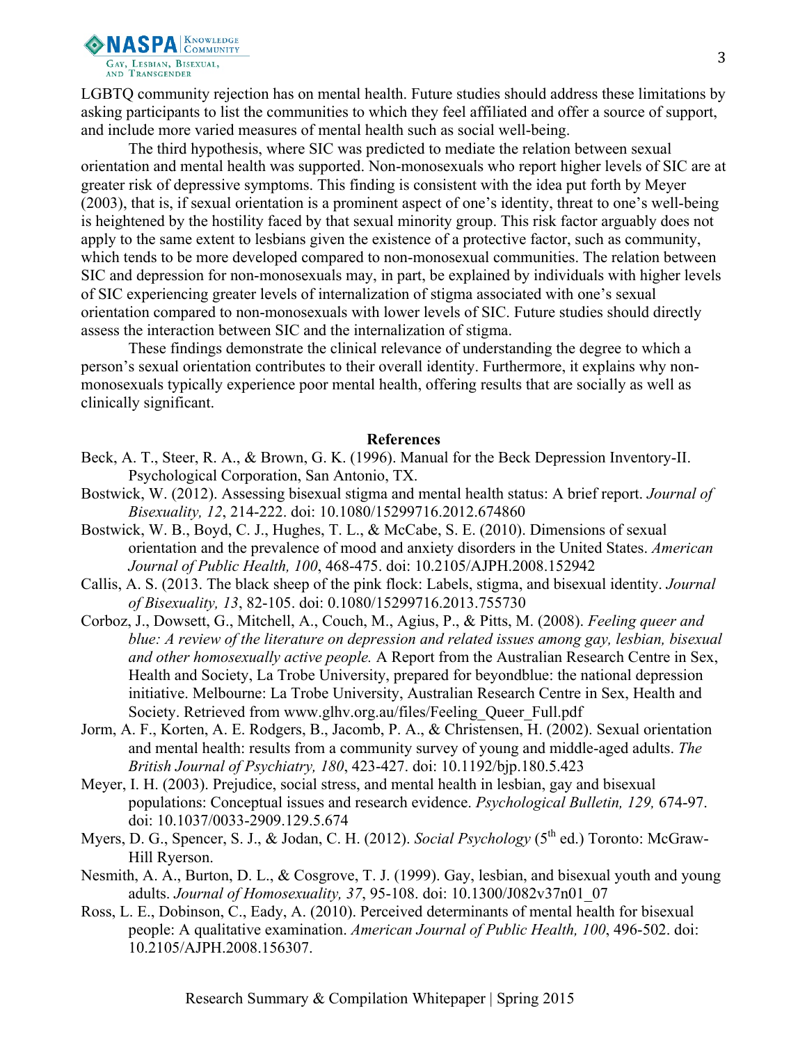LGBTQ community rejection has on mental health. Future studies should address these limitations by asking participants to list the communities to which they feel affiliated and offer a source of support, and include more varied measures of mental health such as social well-being.

The third hypothesis, where SIC was predicted to mediate the relation between sexual orientation and mental health was supported. Non-monosexuals who report higher levels of SIC are at greater risk of depressive symptoms. This finding is consistent with the idea put forth by Meyer (2003), that is, if sexual orientation is a prominent aspect of one's identity, threat to one's well-being is heightened by the hostility faced by that sexual minority group. This risk factor arguably does not apply to the same extent to lesbians given the existence of a protective factor, such as community, which tends to be more developed compared to non-monosexual communities. The relation between SIC and depression for non-monosexuals may, in part, be explained by individuals with higher levels of SIC experiencing greater levels of internalization of stigma associated with one's sexual orientation compared to non-monosexuals with lower levels of SIC. Future studies should directly assess the interaction between SIC and the internalization of stigma.

These findings demonstrate the clinical relevance of understanding the degree to which a person's sexual orientation contributes to their overall identity. Furthermore, it explains why non-monosexuals typically experience poor mental health, offering results that are socially as well as clinically significant.

## References

Beck, A. T., Steer, R. A., & Brown, G. K. (1996). Manual for the Beck Depression Inventory-II. Psychological Corporation, San Antonio, TX.

Bostwick, W. (2012). Assessing bisexual stigma and mental health status: A brief report. *Journal of Bisexuality, 12*, 214-222. doi: 10.1080/15299716.2012.674860

Bostwick, W. B., Boyd, C. J., Hughes, T. L., & McCabe, S. E. (2010). Dimensions of sexual orientation and the prevalence of mood and anxiety disorders in the United States. *American Journal of Public Health, 100*, 468-475. doi: 10.2105/AJPH.2008.152942

Callis, A. S. (2013. The black sheep of the pink flock: Labels, stigma, and bisexual identity. *Journal of Bisexuality, 13*, 82-105. doi: 0.1080/15299716.2013.755730

Corboz, J., Dowsett, G., Mitchell, A., Couch, M., Agius, P., & Pitts, M. (2008). *Feeling queer and blue: A review of the literature on depression and related issues among gay, lesbian, bisexual and other homosexually active people.* A Report from the Australian Research Centre in Sex, Health and Society, La Trobe University, prepared for beyondblue: the national depression initiative. Melbourne: La Trobe University, Australian Research Centre in Sex, Health and Society. Retrieved from www.glhv.org.au/files/Feeling_Queer_Full.pdf

Jorm, A. F., Korten, A. E. Rodgers, B., Jacomb, P. A., & Christensen, H. (2002). Sexual orientation and mental health: results from a community survey of young and middle-aged adults. *The British Journal of Psychiatry, 180*, 423-427. doi: 10.1192/bjp.180.5.423

Meyer, I. H. (2003). Prejudice, social stress, and mental health in lesbian, gay and bisexual populations: Conceptual issues and research evidence. *Psychological Bulletin, 129,* 674-97. doi: 10.1037/0033-2909.129.5.674

Myers, D. G., Spencer, S. J., & Jodan, C. H. (2012). *Social Psychology* (5th ed.) Toronto: McGraw-Hill Ryerson.

Nesmith, A. A., Burton, D. L., & Cosgrove, T. J. (1999). Gay, lesbian, and bisexual youth and young adults. *Journal of Homosexuality, 37*, 95-108. doi: 10.1300/J082v37n01_07

Ross, L. E., Dobinson, C., Eady, A. (2010). Perceived determinants of mental health for bisexual people: A qualitative examination. *American Journal of Public Health, 100*, 496-502. doi: 10.2105/AJPH.2008.156307.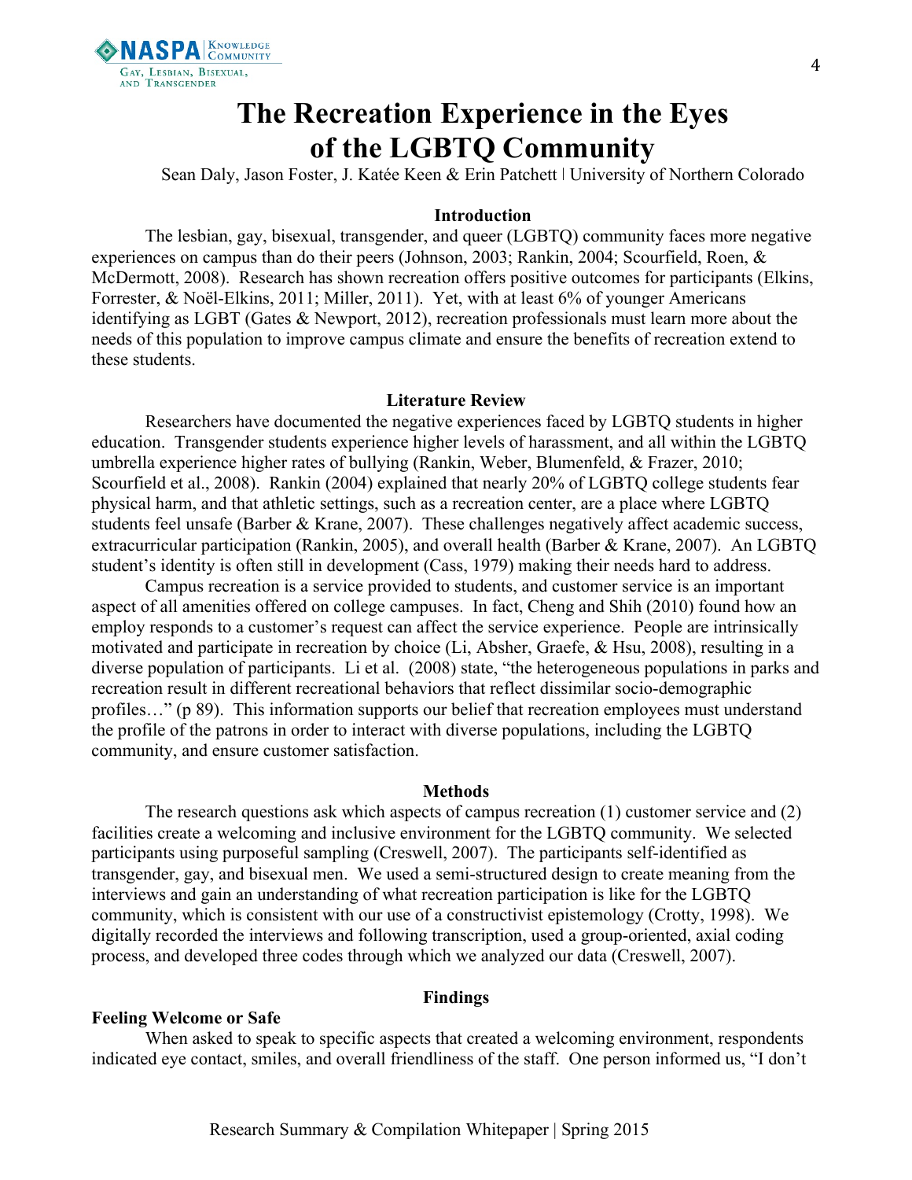# The Recreation Experience in the Eyes of the LGBTQ Community

Sean Daly, Jason Foster, J. Katée Keen & Erin Patchett | University of Northern Colorado

## Introduction

The lesbian, gay, bisexual, transgender, and queer (LGBTQ) community faces more negative experiences on campus than do their peers (Johnson, 2003; Rankin, 2004; Scourfield, Roen, & McDermott, 2008). Research has shown recreation offers positive outcomes for participants (Elkins, Forrester, & Noël-Elkins, 2011; Miller, 2011). Yet, with at least 6% of younger Americans identifying as LGBT (Gates & Newport, 2012), recreation professionals must learn more about the needs of this population to improve campus climate and ensure the benefits of recreation extend to these students.

## Literature Review

Researchers have documented the negative experiences faced by LGBTQ students in higher education. Transgender students experience higher levels of harassment, and all within the LGBTQ umbrella experience higher rates of bullying (Rankin, Weber, Blumenfeld, & Frazer, 2010; Scourfield et al., 2008). Rankin (2004) explained that nearly 20% of LGBTQ college students fear physical harm, and that athletic settings, such as a recreation center, are a place where LGBTQ students feel unsafe (Barber & Krane, 2007). These challenges negatively affect academic success, extracurricular participation (Rankin, 2005), and overall health (Barber & Krane, 2007). An LGBTQ student's identity is often still in development (Cass, 1979) making their needs hard to address.

Campus recreation is a service provided to students, and customer service is an important aspect of all amenities offered on college campuses. In fact, Cheng and Shih (2010) found how an employ responds to a customer's request can affect the service experience. People are intrinsically motivated and participate in recreation by choice (Li, Absher, Graefe, & Hsu, 2008), resulting in a diverse population of participants. Li et al. (2008) state, "the heterogeneous populations in parks and recreation result in different recreational behaviors that reflect dissimilar socio-demographic profiles…" (p 89). This information supports our belief that recreation employees must understand the profile of the patrons in order to interact with diverse populations, including the LGBTQ community, and ensure customer satisfaction.

## Methods

The research questions ask which aspects of campus recreation (1) customer service and (2) facilities create a welcoming and inclusive environment for the LGBTQ community. We selected participants using purposeful sampling (Creswell, 2007). The participants self-identified as transgender, gay, and bisexual men. We used a semi-structured design to create meaning from the interviews and gain an understanding of what recreation participation is like for the LGBTQ community, which is consistent with our use of a constructivist epistemology (Crotty, 1998). We digitally recorded the interviews and following transcription, used a group-oriented, axial coding process, and developed three codes through which we analyzed our data (Creswell, 2007).

## Findings

### Feeling Welcome or Safe

When asked to speak to specific aspects that created a welcoming environment, respondents indicated eye contact, smiles, and overall friendliness of the staff. One person informed us, "I don't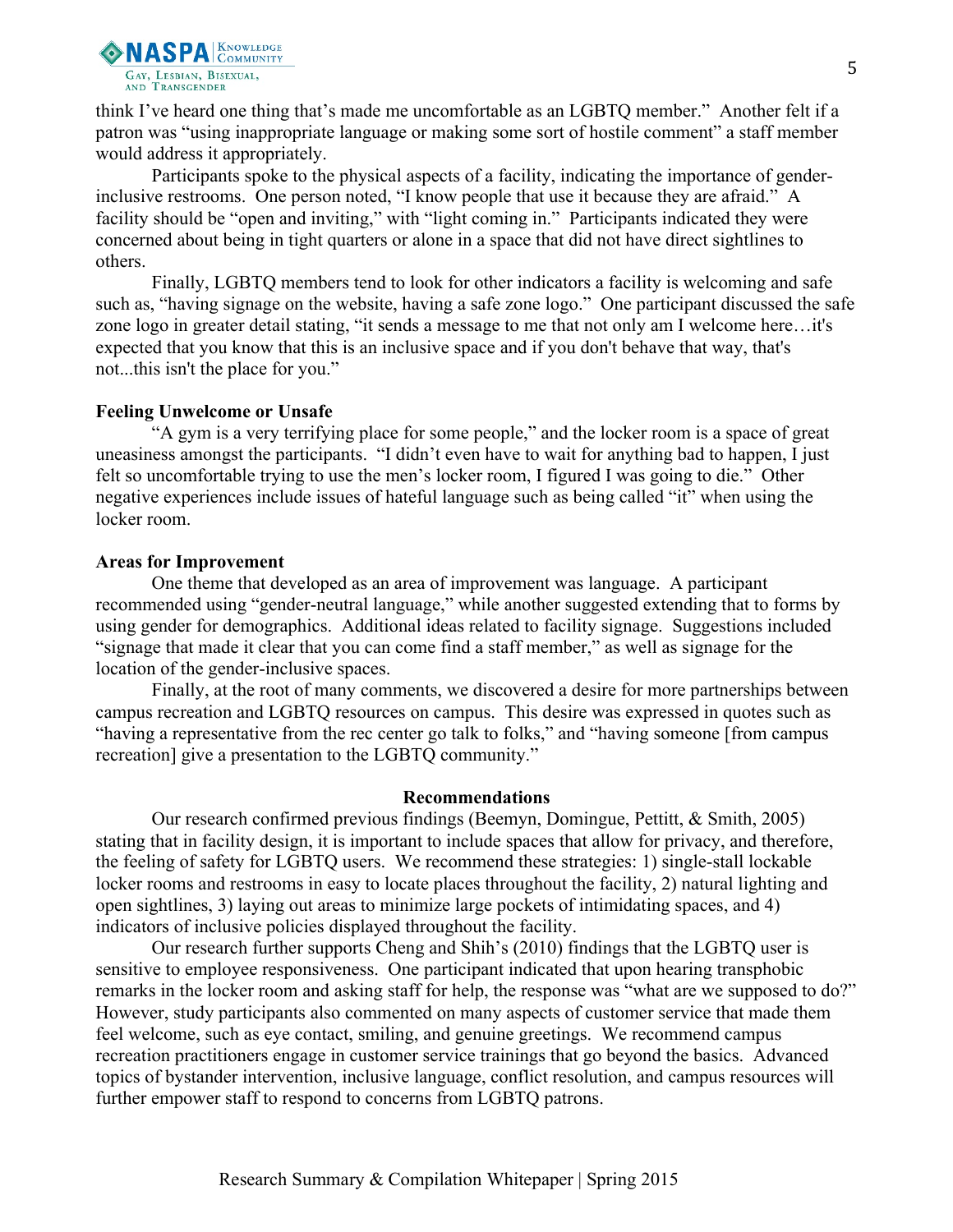think I've heard one thing that's made me uncomfortable as an LGBTQ member." Another felt if a patron was "using inappropriate language or making some sort of hostile comment" a staff member would address it appropriately.

Participants spoke to the physical aspects of a facility, indicating the importance of gender-inclusive restrooms. One person noted, "I know people that use it because they are afraid." A facility should be "open and inviting," with "light coming in." Participants indicated they were concerned about being in tight quarters or alone in a space that did not have direct sightlines to others.

Finally, LGBTQ members tend to look for other indicators a facility is welcoming and safe such as, "having signage on the website, having a safe zone logo." One participant discussed the safe zone logo in greater detail stating, "it sends a message to me that not only am I welcome here…it's expected that you know that this is an inclusive space and if you don't behave that way, that's not...this isn't the place for you."

**Feeling Unwelcome or Unsafe**

"A gym is a very terrifying place for some people," and the locker room is a space of great uneasiness amongst the participants. "I didn't even have to wait for anything bad to happen, I just felt so uncomfortable trying to use the men's locker room, I figured I was going to die." Other negative experiences include issues of hateful language such as being called "it" when using the locker room.

**Areas for Improvement**

One theme that developed as an area of improvement was language. A participant recommended using "gender-neutral language," while another suggested extending that to forms by using gender for demographics. Additional ideas related to facility signage. Suggestions included "signage that made it clear that you can come find a staff member," as well as signage for the location of the gender-inclusive spaces.

Finally, at the root of many comments, we discovered a desire for more partnerships between campus recreation and LGBTQ resources on campus. This desire was expressed in quotes such as "having a representative from the rec center go talk to folks," and "having someone [from campus recreation] give a presentation to the LGBTQ community."

## Recommendations

Our research confirmed previous findings (Beemyn, Domingue, Pettitt, & Smith, 2005) stating that in facility design, it is important to include spaces that allow for privacy, and therefore, the feeling of safety for LGBTQ users. We recommend these strategies: 1) single-stall lockable locker rooms and restrooms in easy to locate places throughout the facility, 2) natural lighting and open sightlines, 3) laying out areas to minimize large pockets of intimidating spaces, and 4) indicators of inclusive policies displayed throughout the facility.

Our research further supports Cheng and Shih's (2010) findings that the LGBTQ user is sensitive to employee responsiveness. One participant indicated that upon hearing transphobic remarks in the locker room and asking staff for help, the response was "what are we supposed to do?" However, study participants also commented on many aspects of customer service that made them feel welcome, such as eye contact, smiling, and genuine greetings. We recommend campus recreation practitioners engage in customer service trainings that go beyond the basics. Advanced topics of bystander intervention, inclusive language, conflict resolution, and campus resources will further empower staff to respond to concerns from LGBTQ patrons.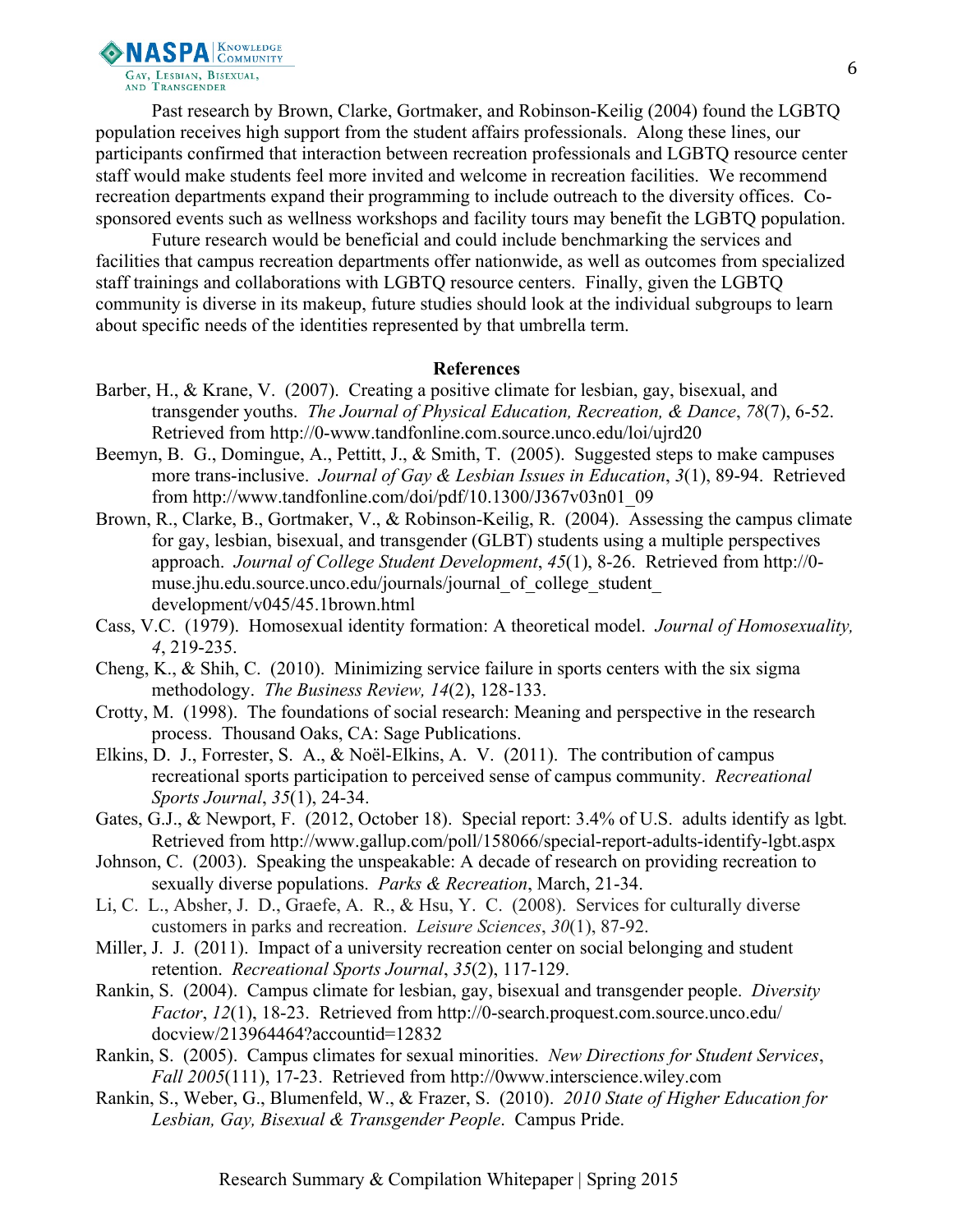Past research by Brown, Clarke, Gortmaker, and Robinson-Keilig (2004) found the LGBTQ population receives high support from the student affairs professionals. Along these lines, our participants confirmed that interaction between recreation professionals and LGBTQ resource center staff would make students feel more invited and welcome in recreation facilities. We recommend recreation departments expand their programming to include outreach to the diversity offices. Co-sponsored events such as wellness workshops and facility tours may benefit the LGBTQ population.

Future research would be beneficial and could include benchmarking the services and facilities that campus recreation departments offer nationwide, as well as outcomes from specialized staff trainings and collaborations with LGBTQ resource centers. Finally, given the LGBTQ community is diverse in its makeup, future studies should look at the individual subgroups to learn about specific needs of the identities represented by that umbrella term.

## References

Barber, H., & Krane, V. (2007). Creating a positive climate for lesbian, gay, bisexual, and transgender youths. *The Journal of Physical Education, Recreation, & Dance*, *78*(7), 6-52. Retrieved from http://0-www.tandfonline.com.source.unco.edu/loi/ujrd20

Beemyn, B. G., Domingue, A., Pettitt, J., & Smith, T. (2005). Suggested steps to make campuses more trans-inclusive. *Journal of Gay & Lesbian Issues in Education*, *3*(1), 89-94. Retrieved from http://www.tandfonline.com/doi/pdf/10.1300/J367v03n01_09

Brown, R., Clarke, B., Gortmaker, V., & Robinson-Keilig, R. (2004). Assessing the campus climate for gay, lesbian, bisexual, and transgender (GLBT) students using a multiple perspectives approach. *Journal of College Student Development*, *45*(1), 8-26. Retrieved from http://0-muse.jhu.edu.source.unco.edu/journals/journal_of_college_student_development/v045/45.1brown.html

Cass, V.C. (1979). Homosexual identity formation: A theoretical model. *Journal of Homosexuality, 4*, 219-235.

Cheng, K., & Shih, C. (2010). Minimizing service failure in sports centers with the six sigma methodology. *The Business Review, 14*(2), 128-133.

Crotty, M. (1998). The foundations of social research: Meaning and perspective in the research process. Thousand Oaks, CA: Sage Publications.

Elkins, D. J., Forrester, S. A., & Noël-Elkins, A. V. (2011). The contribution of campus recreational sports participation to perceived sense of campus community. *Recreational Sports Journal*, *35*(1), 24-34.

Gates, G.J., & Newport, F. (2012, October 18). Special report: 3.4% of U.S. adults identify as lgbt*.* Retrieved from http://www.gallup.com/poll/158066/special-report-adults-identify-lgbt.aspx

Johnson, C. (2003). Speaking the unspeakable: A decade of research on providing recreation to sexually diverse populations. *Parks & Recreation*, March, 21-34.

Li, C. L., Absher, J. D., Graefe, A. R., & Hsu, Y. C. (2008). Services for culturally diverse customers in parks and recreation. *Leisure Sciences*, *30*(1), 87-92.

Miller, J. J. (2011). Impact of a university recreation center on social belonging and student retention. *Recreational Sports Journal*, *35*(2), 117-129.

Rankin, S. (2004). Campus climate for lesbian, gay, bisexual and transgender people. *Diversity Factor*, *12*(1), 18-23. Retrieved from http://0-search.proquest.com.source.unco.edu/docview/213964464?accountid=12832

Rankin, S. (2005). Campus climates for sexual minorities. *New Directions for Student Services*, *Fall 2005*(111), 17-23. Retrieved from http://0www.interscience.wiley.com

Rankin, S., Weber, G., Blumenfeld, W., & Frazer, S. (2010). *2010 State of Higher Education for Lesbian, Gay, Bisexual & Transgender People*. Campus Pride.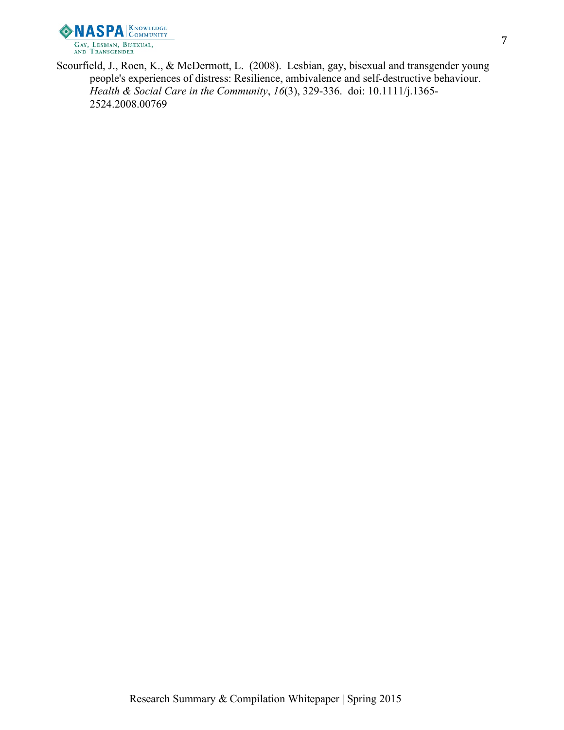Scourfield, J., Roen, K., & McDermott, L. (2008). Lesbian, gay, bisexual and transgender young people's experiences of distress: Resilience, ambivalence and self-destructive behaviour. *Health & Social Care in the Community*, *16*(3), 329-336. doi: 10.1111/j.1365-2524.2008.00769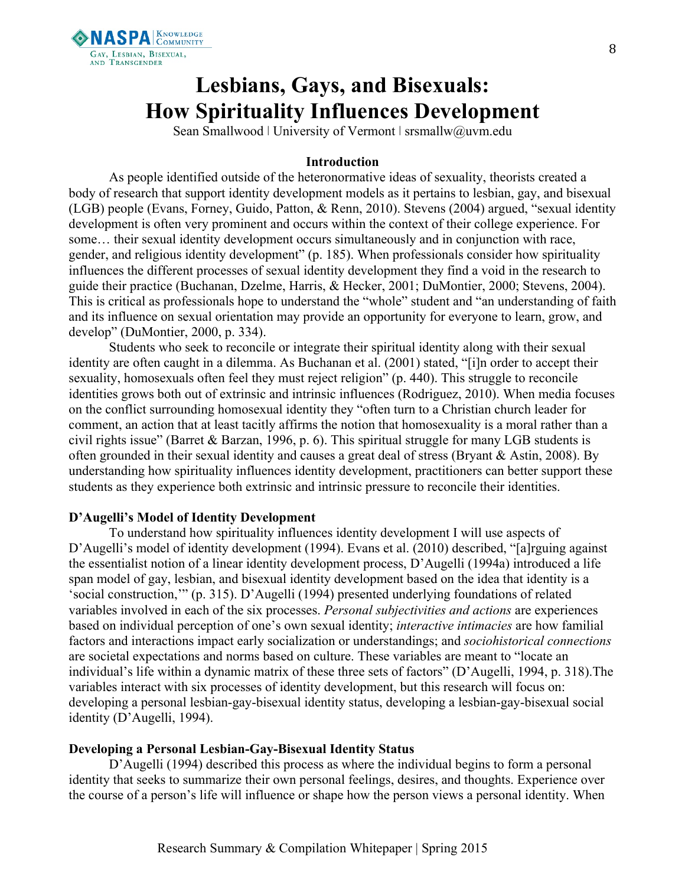# Lesbians, Gays, and Bisexuals: How Spirituality Influences Development

Sean Smallwood | University of Vermont | srsmallw@uvm.edu

### Introduction

As people identified outside of the heteronormative ideas of sexuality, theorists created a body of research that support identity development models as it pertains to lesbian, gay, and bisexual (LGB) people (Evans, Forney, Guido, Patton, & Renn, 2010). Stevens (2004) argued, "sexual identity development is often very prominent and occurs within the context of their college experience. For some… their sexual identity development occurs simultaneously and in conjunction with race, gender, and religious identity development" (p. 185). When professionals consider how spirituality influences the different processes of sexual identity development they find a void in the research to guide their practice (Buchanan, Dzelme, Harris, & Hecker, 2001; DuMontier, 2000; Stevens, 2004). This is critical as professionals hope to understand the "whole" student and "an understanding of faith and its influence on sexual orientation may provide an opportunity for everyone to learn, grow, and develop" (DuMontier, 2000, p. 334).

Students who seek to reconcile or integrate their spiritual identity along with their sexual identity are often caught in a dilemma. As Buchanan et al. (2001) stated, "[i]n order to accept their sexuality, homosexuals often feel they must reject religion" (p. 440). This struggle to reconcile identities grows both out of extrinsic and intrinsic influences (Rodriguez, 2010). When media focuses on the conflict surrounding homosexual identity they "often turn to a Christian church leader for comment, an action that at least tacitly affirms the notion that homosexuality is a moral rather than a civil rights issue" (Barret & Barzan, 1996, p. 6). This spiritual struggle for many LGB students is often grounded in their sexual identity and causes a great deal of stress (Bryant & Astin, 2008). By understanding how spirituality influences identity development, practitioners can better support these students as they experience both extrinsic and intrinsic pressure to reconcile their identities.

### D'Augelli's Model of Identity Development

To understand how spirituality influences identity development I will use aspects of D'Augelli's model of identity development (1994). Evans et al. (2010) described, "[a]rguing against the essentialist notion of a linear identity development process, D'Augelli (1994a) introduced a life span model of gay, lesbian, and bisexual identity development based on the idea that identity is a 'social construction,'" (p. 315). D'Augelli (1994) presented underlying foundations of related variables involved in each of the six processes. *Personal subjectivities and actions* are experiences based on individual perception of one's own sexual identity; *interactive intimacies* are how familial factors and interactions impact early socialization or understandings; and *sociohistorical connections* are societal expectations and norms based on culture. These variables are meant to "locate an individual's life within a dynamic matrix of these three sets of factors" (D'Augelli, 1994, p. 318).The variables interact with six processes of identity development, but this research will focus on: developing a personal lesbian-gay-bisexual identity status, developing a lesbian-gay-bisexual social identity (D'Augelli, 1994).

### Developing a Personal Lesbian-Gay-Bisexual Identity Status

D'Augelli (1994) described this process as where the individual begins to form a personal identity that seeks to summarize their own personal feelings, desires, and thoughts. Experience over the course of a person's life will influence or shape how the person views a personal identity. When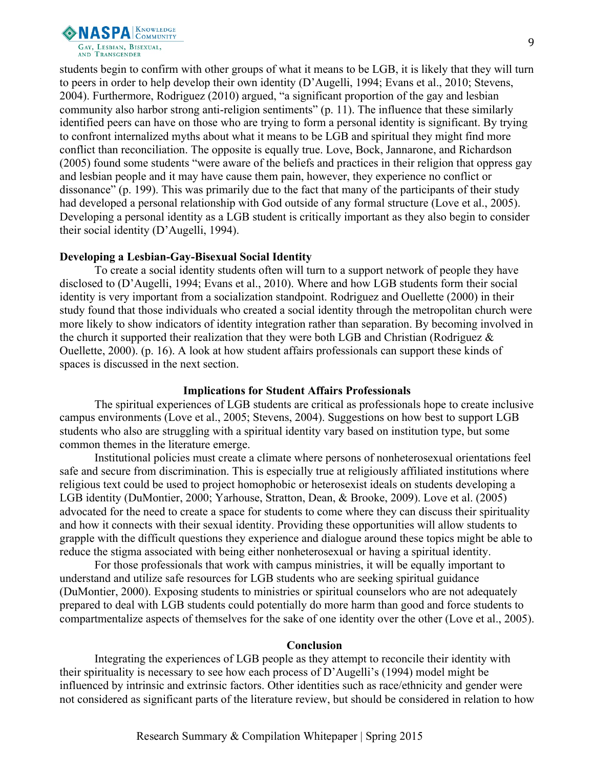students begin to confirm with other groups of what it means to be LGB, it is likely that they will turn to peers in order to help develop their own identity (D'Augelli, 1994; Evans et al., 2010; Stevens, 2004). Furthermore, Rodriguez (2010) argued, "a significant proportion of the gay and lesbian community also harbor strong anti-religion sentiments" (p. 11). The influence that these similarly identified peers can have on those who are trying to form a personal identity is significant. By trying to confront internalized myths about what it means to be LGB and spiritual they might find more conflict than reconciliation. The opposite is equally true. Love, Bock, Jannarone, and Richardson (2005) found some students "were aware of the beliefs and practices in their religion that oppress gay and lesbian people and it may have cause them pain, however, they experience no conflict or dissonance" (p. 199). This was primarily due to the fact that many of the participants of their study had developed a personal relationship with God outside of any formal structure (Love et al., 2005). Developing a personal identity as a LGB student is critically important as they also begin to consider their social identity (D'Augelli, 1994).

### Developing a Lesbian-Gay-Bisexual Social Identity

To create a social identity students often will turn to a support network of people they have disclosed to (D'Augelli, 1994; Evans et al., 2010). Where and how LGB students form their social identity is very important from a socialization standpoint. Rodriguez and Ouellette (2000) in their study found that those individuals who created a social identity through the metropolitan church were more likely to show indicators of identity integration rather than separation. By becoming involved in the church it supported their realization that they were both LGB and Christian (Rodriguez & Ouellette, 2000). (p. 16). A look at how student affairs professionals can support these kinds of spaces is discussed in the next section.

## Implications for Student Affairs Professionals

The spiritual experiences of LGB students are critical as professionals hope to create inclusive campus environments (Love et al., 2005; Stevens, 2004). Suggestions on how best to support LGB students who also are struggling with a spiritual identity vary based on institution type, but some common themes in the literature emerge.

Institutional policies must create a climate where persons of nonheterosexual orientations feel safe and secure from discrimination. This is especially true at religiously affiliated institutions where religious text could be used to project homophobic or heterosexist ideals on students developing a LGB identity (DuMontier, 2000; Yarhouse, Stratton, Dean, & Brooke, 2009). Love et al. (2005) advocated for the need to create a space for students to come where they can discuss their spirituality and how it connects with their sexual identity. Providing these opportunities will allow students to grapple with the difficult questions they experience and dialogue around these topics might be able to reduce the stigma associated with being either nonheterosexual or having a spiritual identity.

For those professionals that work with campus ministries, it will be equally important to understand and utilize safe resources for LGB students who are seeking spiritual guidance (DuMontier, 2000). Exposing students to ministries or spiritual counselors who are not adequately prepared to deal with LGB students could potentially do more harm than good and force students to compartmentalize aspects of themselves for the sake of one identity over the other (Love et al., 2005).

## Conclusion

Integrating the experiences of LGB people as they attempt to reconcile their identity with their spirituality is necessary to see how each process of D'Augelli's (1994) model might be influenced by intrinsic and extrinsic factors. Other identities such as race/ethnicity and gender were not considered as significant parts of the literature review, but should be considered in relation to how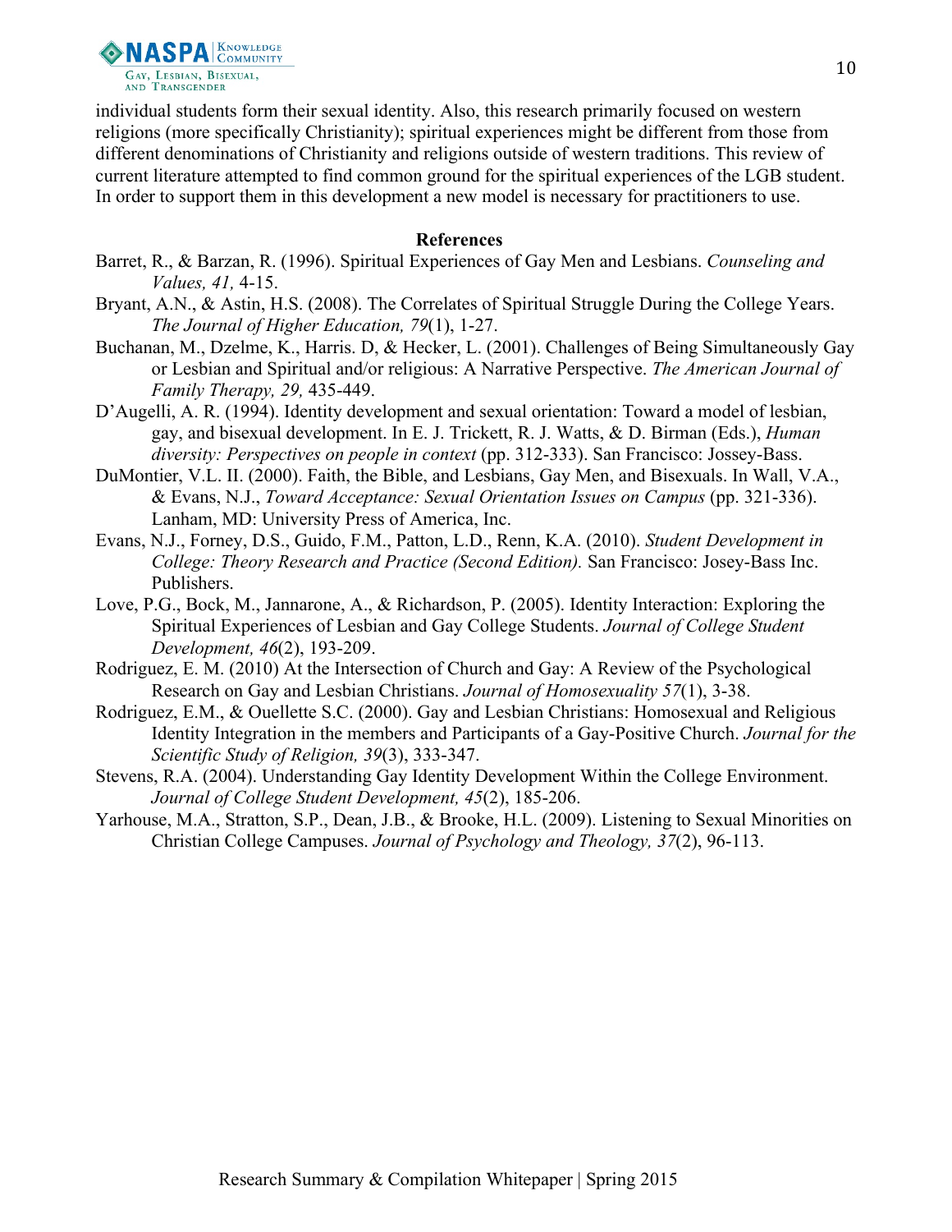individual students form their sexual identity. Also, this research primarily focused on western religions (more specifically Christianity); spiritual experiences might be different from those from different denominations of Christianity and religions outside of western traditions. This review of current literature attempted to find common ground for the spiritual experiences of the LGB student. In order to support them in this development a new model is necessary for practitioners to use.

**References**

Barret, R., & Barzan, R. (1996). Spiritual Experiences of Gay Men and Lesbians. *Counseling and Values, 41,* 4-15.

Bryant, A.N., & Astin, H.S. (2008). The Correlates of Spiritual Struggle During the College Years. *The Journal of Higher Education, 79*(1), 1-27.

Buchanan, M., Dzelme, K., Harris. D, & Hecker, L. (2001). Challenges of Being Simultaneously Gay or Lesbian and Spiritual and/or religious: A Narrative Perspective. *The American Journal of Family Therapy, 29,* 435-449.

D'Augelli, A. R. (1994). Identity development and sexual orientation: Toward a model of lesbian, gay, and bisexual development. In E. J. Trickett, R. J. Watts, & D. Birman (Eds.), *Human diversity: Perspectives on people in context* (pp. 312-333). San Francisco: Jossey-Bass.

DuMontier, V.L. II. (2000). Faith, the Bible, and Lesbians, Gay Men, and Bisexuals. In Wall, V.A., & Evans, N.J., *Toward Acceptance: Sexual Orientation Issues on Campus* (pp. 321-336). Lanham, MD: University Press of America, Inc.

Evans, N.J., Forney, D.S., Guido, F.M., Patton, L.D., Renn, K.A. (2010). *Student Development in College: Theory Research and Practice (Second Edition).* San Francisco: Josey-Bass Inc. Publishers.

Love, P.G., Bock, M., Jannarone, A., & Richardson, P. (2005). Identity Interaction: Exploring the Spiritual Experiences of Lesbian and Gay College Students. *Journal of College Student Development, 46*(2), 193-209.

Rodriguez, E. M. (2010) At the Intersection of Church and Gay: A Review of the Psychological Research on Gay and Lesbian Christians. *Journal of Homosexuality 57*(1), 3-38.

Rodriguez, E.M., & Ouellette S.C. (2000). Gay and Lesbian Christians: Homosexual and Religious Identity Integration in the members and Participants of a Gay-Positive Church. *Journal for the Scientific Study of Religion, 39*(3), 333-347.

Stevens, R.A. (2004). Understanding Gay Identity Development Within the College Environment. *Journal of College Student Development, 45*(2), 185-206.

Yarhouse, M.A., Stratton, S.P., Dean, J.B., & Brooke, H.L. (2009). Listening to Sexual Minorities on Christian College Campuses. *Journal of Psychology and Theology, 37*(2), 96-113.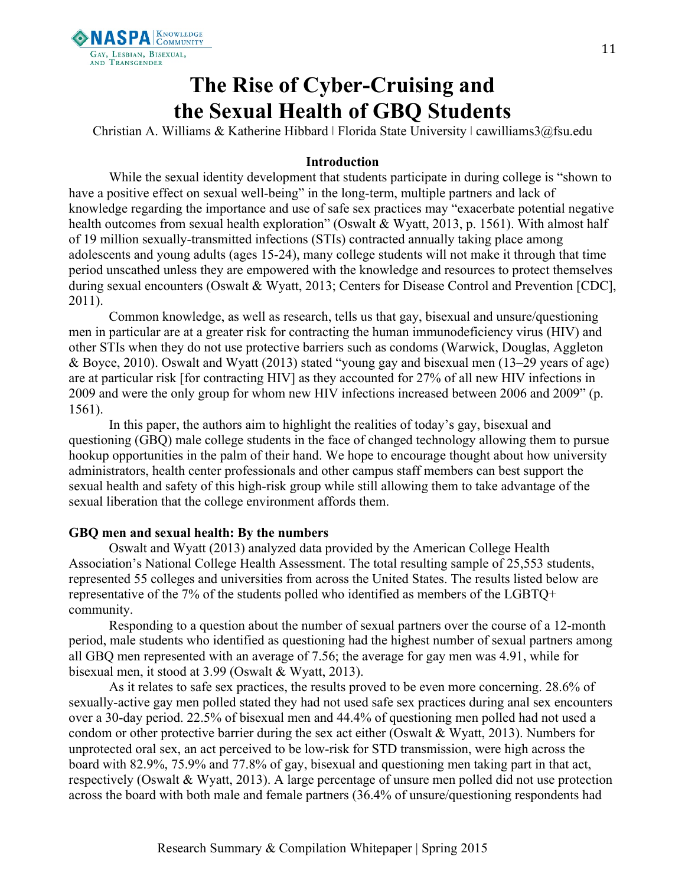# The Rise of Cyber-Cruising and the Sexual Health of GBQ Students

Christian A. Williams & Katherine Hibbard | Florida State University | cawilliams3@fsu.edu

### Introduction

While the sexual identity development that students participate in during college is "shown to have a positive effect on sexual well-being" in the long-term, multiple partners and lack of knowledge regarding the importance and use of safe sex practices may "exacerbate potential negative health outcomes from sexual health exploration" (Oswalt & Wyatt, 2013, p. 1561). With almost half of 19 million sexually-transmitted infections (STIs) contracted annually taking place among adolescents and young adults (ages 15-24), many college students will not make it through that time period unscathed unless they are empowered with the knowledge and resources to protect themselves during sexual encounters (Oswalt & Wyatt, 2013; Centers for Disease Control and Prevention [CDC], 2011).

Common knowledge, as well as research, tells us that gay, bisexual and unsure/questioning men in particular are at a greater risk for contracting the human immunodeficiency virus (HIV) and other STIs when they do not use protective barriers such as condoms (Warwick, Douglas, Aggleton & Boyce, 2010). Oswalt and Wyatt (2013) stated "young gay and bisexual men (13–29 years of age) are at particular risk [for contracting HIV] as they accounted for 27% of all new HIV infections in 2009 and were the only group for whom new HIV infections increased between 2006 and 2009" (p. 1561).

In this paper, the authors aim to highlight the realities of today's gay, bisexual and questioning (GBQ) male college students in the face of changed technology allowing them to pursue hookup opportunities in the palm of their hand. We hope to encourage thought about how university administrators, health center professionals and other campus staff members can best support the sexual health and safety of this high-risk group while still allowing them to take advantage of the sexual liberation that the college environment affords them.

### GBQ men and sexual health: By the numbers

Oswalt and Wyatt (2013) analyzed data provided by the American College Health Association's National College Health Assessment. The total resulting sample of 25,553 students, represented 55 colleges and universities from across the United States. The results listed below are representative of the 7% of the students polled who identified as members of the LGBTQ+ community.

Responding to a question about the number of sexual partners over the course of a 12-month period, male students who identified as questioning had the highest number of sexual partners among all GBQ men represented with an average of 7.56; the average for gay men was 4.91, while for bisexual men, it stood at 3.99 (Oswalt & Wyatt, 2013).

As it relates to safe sex practices, the results proved to be even more concerning. 28.6% of sexually-active gay men polled stated they had not used safe sex practices during anal sex encounters over a 30-day period. 22.5% of bisexual men and 44.4% of questioning men polled had not used a condom or other protective barrier during the sex act either (Oswalt & Wyatt, 2013). Numbers for unprotected oral sex, an act perceived to be low-risk for STD transmission, were high across the board with 82.9%, 75.9% and 77.8% of gay, bisexual and questioning men taking part in that act, respectively (Oswalt & Wyatt, 2013). A large percentage of unsure men polled did not use protection across the board with both male and female partners (36.4% of unsure/questioning respondents had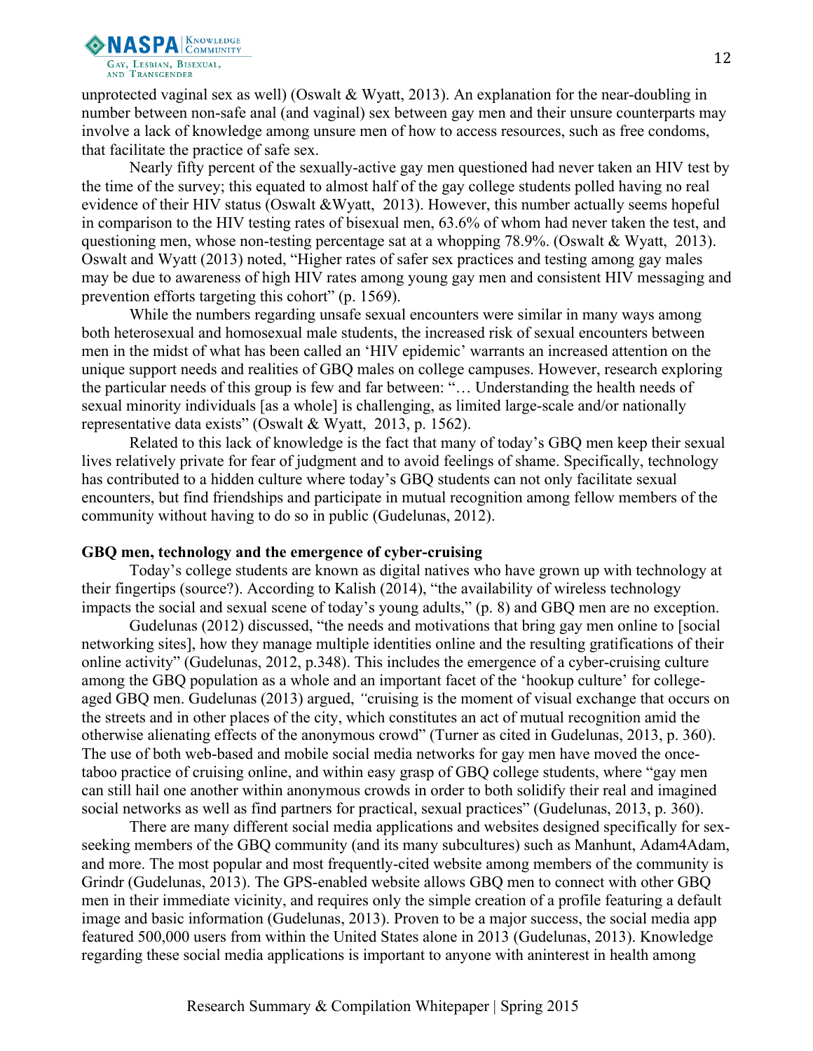unprotected vaginal sex as well) (Oswalt & Wyatt, 2013). An explanation for the near-doubling in number between non-safe anal (and vaginal) sex between gay men and their unsure counterparts may involve a lack of knowledge among unsure men of how to access resources, such as free condoms, that facilitate the practice of safe sex.

Nearly fifty percent of the sexually-active gay men questioned had never taken an HIV test by the time of the survey; this equated to almost half of the gay college students polled having no real evidence of their HIV status (Oswalt &Wyatt, 2013). However, this number actually seems hopeful in comparison to the HIV testing rates of bisexual men, 63.6% of whom had never taken the test, and questioning men, whose non-testing percentage sat at a whopping 78.9%. (Oswalt & Wyatt, 2013). Oswalt and Wyatt (2013) noted, "Higher rates of safer sex practices and testing among gay males may be due to awareness of high HIV rates among young gay men and consistent HIV messaging and prevention efforts targeting this cohort" (p. 1569).

While the numbers regarding unsafe sexual encounters were similar in many ways among both heterosexual and homosexual male students, the increased risk of sexual encounters between men in the midst of what has been called an 'HIV epidemic' warrants an increased attention on the unique support needs and realities of GBQ males on college campuses. However, research exploring the particular needs of this group is few and far between: "… Understanding the health needs of sexual minority individuals [as a whole] is challenging, as limited large-scale and/or nationally representative data exists" (Oswalt & Wyatt, 2013, p. 1562).

Related to this lack of knowledge is the fact that many of today's GBQ men keep their sexual lives relatively private for fear of judgment and to avoid feelings of shame. Specifically, technology has contributed to a hidden culture where today's GBQ students can not only facilitate sexual encounters, but find friendships and participate in mutual recognition among fellow members of the community without having to do so in public (Gudelunas, 2012).

**GBQ men, technology and the emergence of cyber-cruising**

Today's college students are known as digital natives who have grown up with technology at their fingertips (source?). According to Kalish (2014), "the availability of wireless technology impacts the social and sexual scene of today's young adults," (p. 8) and GBQ men are no exception.

Gudelunas (2012) discussed, "the needs and motivations that bring gay men online to [social networking sites], how they manage multiple identities online and the resulting gratifications of their online activity" (Gudelunas, 2012, p.348). This includes the emergence of a cyber-cruising culture among the GBQ population as a whole and an important facet of the 'hookup culture' for college-aged GBQ men. Gudelunas (2013) argued, *"*cruising is the moment of visual exchange that occurs on the streets and in other places of the city, which constitutes an act of mutual recognition amid the otherwise alienating effects of the anonymous crowd" (Turner as cited in Gudelunas, 2013, p. 360). The use of both web-based and mobile social media networks for gay men have moved the once-taboo practice of cruising online, and within easy grasp of GBQ college students, where "gay men can still hail one another within anonymous crowds in order to both solidify their real and imagined social networks as well as find partners for practical, sexual practices" (Gudelunas, 2013, p. 360).

There are many different social media applications and websites designed specifically for sex-seeking members of the GBQ community (and its many subcultures) such as Manhunt, Adam4Adam, and more. The most popular and most frequently-cited website among members of the community is Grindr (Gudelunas, 2013). The GPS-enabled website allows GBQ men to connect with other GBQ men in their immediate vicinity, and requires only the simple creation of a profile featuring a default image and basic information (Gudelunas, 2013). Proven to be a major success, the social media app featured 500,000 users from within the United States alone in 2013 (Gudelunas, 2013). Knowledge regarding these social media applications is important to anyone with aninterest in health among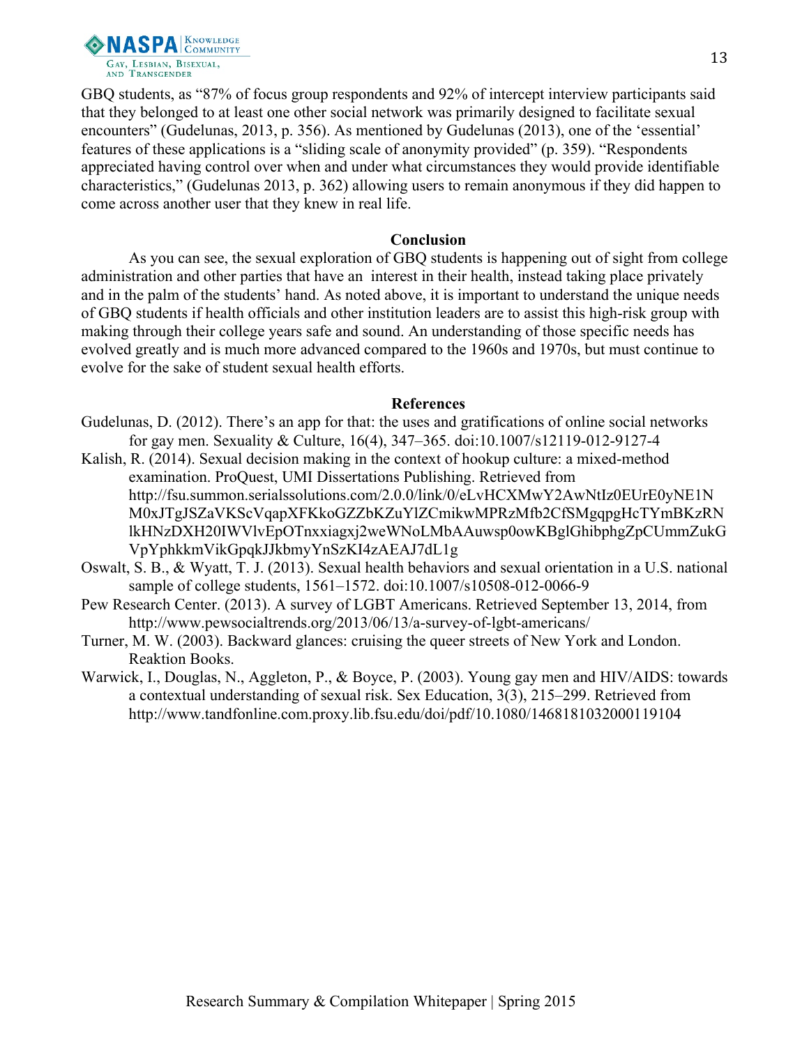GBQ students, as "87% of focus group respondents and 92% of intercept interview participants said that they belonged to at least one other social network was primarily designed to facilitate sexual encounters" (Gudelunas, 2013, p. 356). As mentioned by Gudelunas (2013), one of the 'essential' features of these applications is a "sliding scale of anonymity provided" (p. 359). "Respondents appreciated having control over when and under what circumstances they would provide identifiable characteristics," (Gudelunas 2013, p. 362) allowing users to remain anonymous if they did happen to come across another user that they knew in real life.

## Conclusion

As you can see, the sexual exploration of GBQ students is happening out of sight from college administration and other parties that have an interest in their health, instead taking place privately and in the palm of the students' hand. As noted above, it is important to understand the unique needs of GBQ students if health officials and other institution leaders are to assist this high-risk group with making through their college years safe and sound. An understanding of those specific needs has evolved greatly and is much more advanced compared to the 1960s and 1970s, but must continue to evolve for the sake of student sexual health efforts.

## References

Gudelunas, D. (2012). There's an app for that: the uses and gratifications of online social networks for gay men. Sexuality & Culture, 16(4), 347–365. doi:10.1007/s12119-012-9127-4

Kalish, R. (2014). Sexual decision making in the context of hookup culture: a mixed-method examination. ProQuest, UMI Dissertations Publishing. Retrieved from http://fsu.summon.serialssolutions.com/2.0.0/link/0/eLvHCXMwY2AwNtIz0EUrE0yNE1NM0xJTgJSZaVKScVqapXFKkoGZZbKZuYlZCmikwMPRzMfb2CfSMgqpgHcTYmBKzRNlkHNzDXH20IWVlvEpOTnxxiagxj2weWNoLMbAAuwsp0owKBglGhibphgZpCUmmZukGVpYphkkmVikGpqkJJkbmyYnSzKI4zAEAJ7dL1g

Oswalt, S. B., & Wyatt, T. J. (2013). Sexual health behaviors and sexual orientation in a U.S. national sample of college students, 1561–1572. doi:10.1007/s10508-012-0066-9

Pew Research Center. (2013). A survey of LGBT Americans. Retrieved September 13, 2014, from http://www.pewsocialtrends.org/2013/06/13/a-survey-of-lgbt-americans/

Turner, M. W. (2003). Backward glances: cruising the queer streets of New York and London. Reaktion Books.

Warwick, I., Douglas, N., Aggleton, P., & Boyce, P. (2003). Young gay men and HIV/AIDS: towards a contextual understanding of sexual risk. Sex Education, 3(3), 215–299. Retrieved from http://www.tandfonline.com.proxy.lib.fsu.edu/doi/pdf/10.1080/1468181032000119104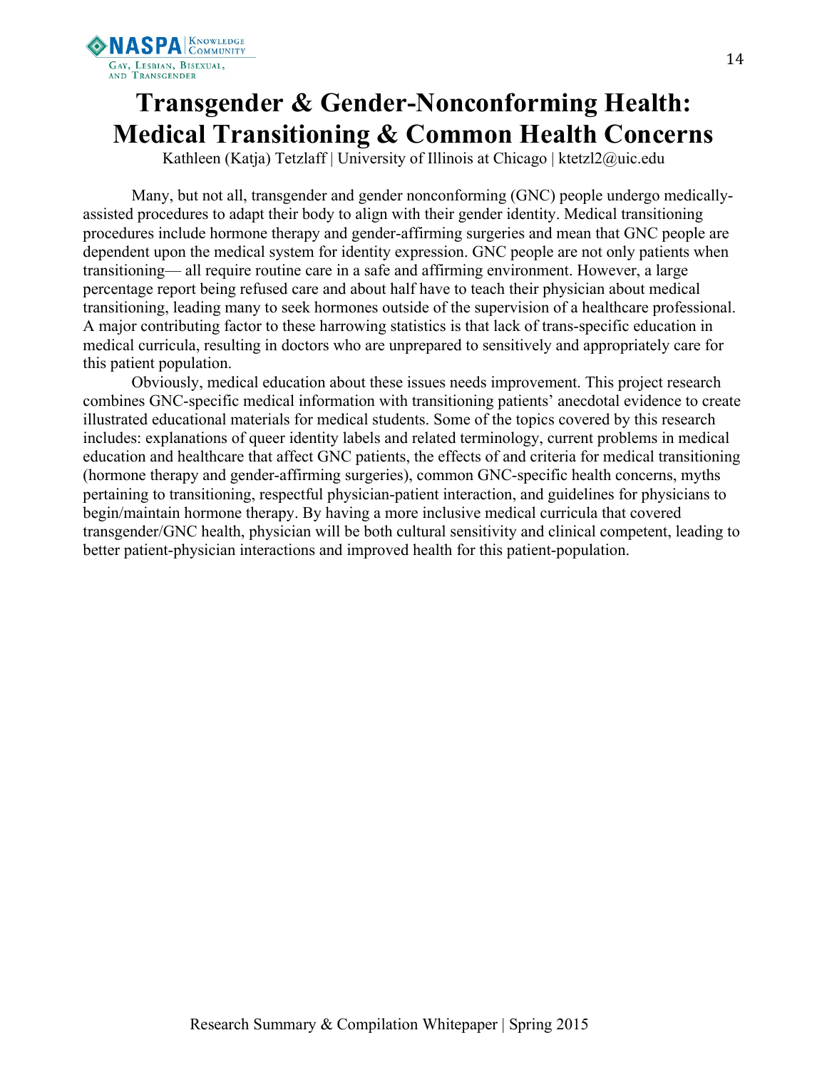# Transgender & Gender-Nonconforming Health: Medical Transitioning & Common Health Concerns

Kathleen (Katja) Tetzlaff | University of Illinois at Chicago | ktetzl2@uic.edu

Many, but not all, transgender and gender nonconforming (GNC) people undergo medically-assisted procedures to adapt their body to align with their gender identity. Medical transitioning procedures include hormone therapy and gender-affirming surgeries and mean that GNC people are dependent upon the medical system for identity expression. GNC people are not only patients when transitioning— all require routine care in a safe and affirming environment. However, a large percentage report being refused care and about half have to teach their physician about medical transitioning, leading many to seek hormones outside of the supervision of a healthcare professional. A major contributing factor to these harrowing statistics is that lack of trans-specific education in medical curricula, resulting in doctors who are unprepared to sensitively and appropriately care for this patient population.

Obviously, medical education about these issues needs improvement. This project research combines GNC-specific medical information with transitioning patients' anecdotal evidence to create illustrated educational materials for medical students. Some of the topics covered by this research includes: explanations of queer identity labels and related terminology, current problems in medical education and healthcare that affect GNC patients, the effects of and criteria for medical transitioning (hormone therapy and gender-affirming surgeries), common GNC-specific health concerns, myths pertaining to transitioning, respectful physician-patient interaction, and guidelines for physicians to begin/maintain hormone therapy. By having a more inclusive medical curricula that covered transgender/GNC health, physician will be both cultural sensitivity and clinical competent, leading to better patient-physician interactions and improved health for this patient-population.